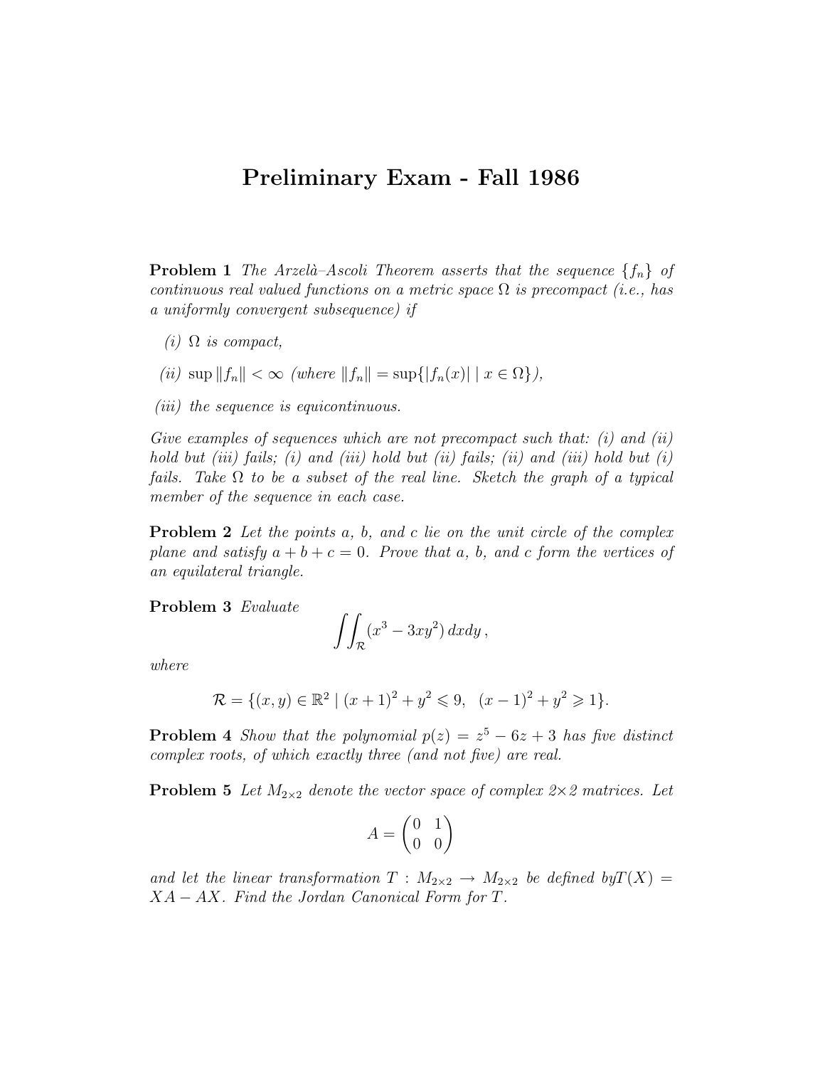# Preliminary Exam - Fall 1986

**Problem 1** *The Arzelà–Ascoli Theorem asserts that the sequence $\{f_n\}$ of continuous real valued functions on a metric space $\Omega$ is precompact (i.e., has a uniformly convergent subsequence) if*

*(i) $\Omega$ is compact,*

*(ii) $\sup \|f_n\| < \infty$ (where $\|f_n\| = \sup\{|f_n(x)| \mid x \in \Omega\}$),*

*(iii) the sequence is equicontinuous.*

*Give examples of sequences which are not precompact such that: (i) and (ii) hold but (iii) fails; (i) and (iii) hold but (ii) fails; (ii) and (iii) hold but (i) fails. Take $\Omega$ to be a subset of the real line. Sketch the graph of a typical member of the sequence in each case.*

**Problem 2** *Let the points $a$, $b$, and $c$ lie on the unit circle of the complex plane and satisfy $a + b + c = 0$. Prove that $a$, $b$, and $c$ form the vertices of an equilateral triangle.*

**Problem 3** *Evaluate*

$$\iint_{\mathcal{R}} (x^3 - 3xy^2)\, dxdy\,,$$

*where*

$$\mathcal{R} = \{(x, y) \in \mathbb{R}^2 \mid (x+1)^2 + y^2 \leqslant 9,\ \ (x-1)^2 + y^2 \geqslant 1\}.$$

**Problem 4** *Show that the polynomial $p(z) = z^5 - 6z + 3$ has five distinct complex roots, of which exactly three (and not five) are real.*

**Problem 5** *Let $M_{2\times 2}$ denote the vector space of complex $2\times 2$ matrices. Let*

$$A = \begin{pmatrix} 0 & 1 \\ 0 & 0 \end{pmatrix}$$

*and let the linear transformation $T : M_{2\times 2} \to M_{2\times 2}$ be defined by$T(X) = XA - AX$. Find the Jordan Canonical Form for $T$.*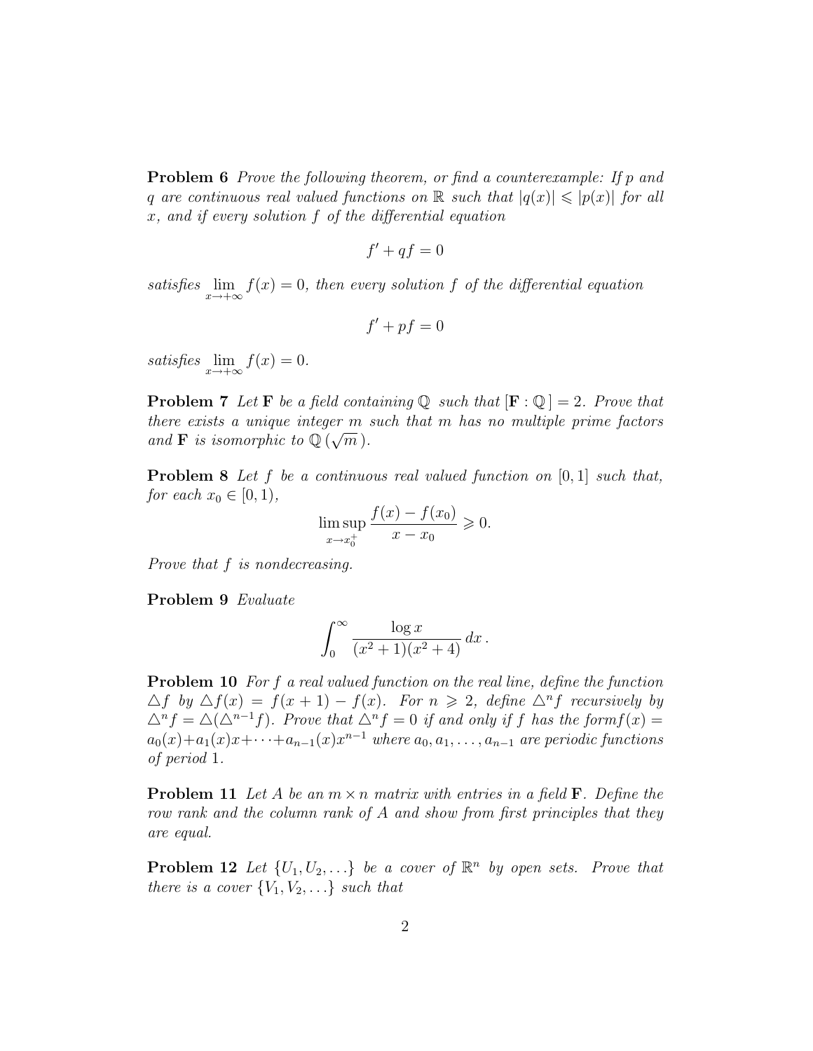**Problem 6** *Prove the following theorem, or find a counterexample: If $p$ and $q$ are continuous real valued functions on $\mathbb{R}$ such that $|q(x)| \leqslant |p(x)|$ for all $x$, and if every solution $f$ of the differential equation*

$$f' + qf = 0$$

*satisfies $\lim_{x\to+\infty} f(x) = 0$, then every solution $f$ of the differential equation*

$$f' + pf = 0$$

*satisfies $\lim_{x\to+\infty} f(x) = 0$.*

**Problem 7** *Let $\mathbf{F}$ be a field containing $\mathbb{Q}$ such that $[\mathbf{F} : \mathbb{Q}\,] = 2$. Prove that there exists a unique integer $m$ such that $m$ has no multiple prime factors and $\mathbf{F}$ is isomorphic to $\mathbb{Q}\,(\sqrt{m}\,)$.*

**Problem 8** *Let $f$ be a continuous real valued function on $[0, 1]$ such that, for each $x_0 \in [0, 1)$,*

$$\limsup_{x\to x_0^+} \frac{f(x) - f(x_0)}{x - x_0} \geqslant 0.$$

*Prove that $f$ is nondecreasing.*

**Problem 9** *Evaluate*

$$\int_0^\infty \frac{\log x}{(x^2+1)(x^2+4)}\,dx\,.$$

**Problem 10** *For $f$ a real valued function on the real line, define the function $\triangle f$ by $\triangle f(x) = f(x+1) - f(x)$. For $n \geqslant 2$, define $\triangle^n f$ recursively by $\triangle^n f = \triangle(\triangle^{n-1} f)$. Prove that $\triangle^n f = 0$ if and only if $f$ has the form $f(x) = a_0(x) + a_1(x)x + \cdots + a_{n-1}(x)x^{n-1}$ where $a_0, a_1, \ldots, a_{n-1}$ are periodic functions of period 1.*

**Problem 11** *Let $A$ be an $m \times n$ matrix with entries in a field $\mathbf{F}$. Define the row rank and the column rank of $A$ and show from first principles that they are equal.*

**Problem 12** *Let $\{U_1, U_2, \ldots\}$ be a cover of $\mathbb{R}^n$ by open sets. Prove that there is a cover $\{V_1, V_2, \ldots\}$ such that*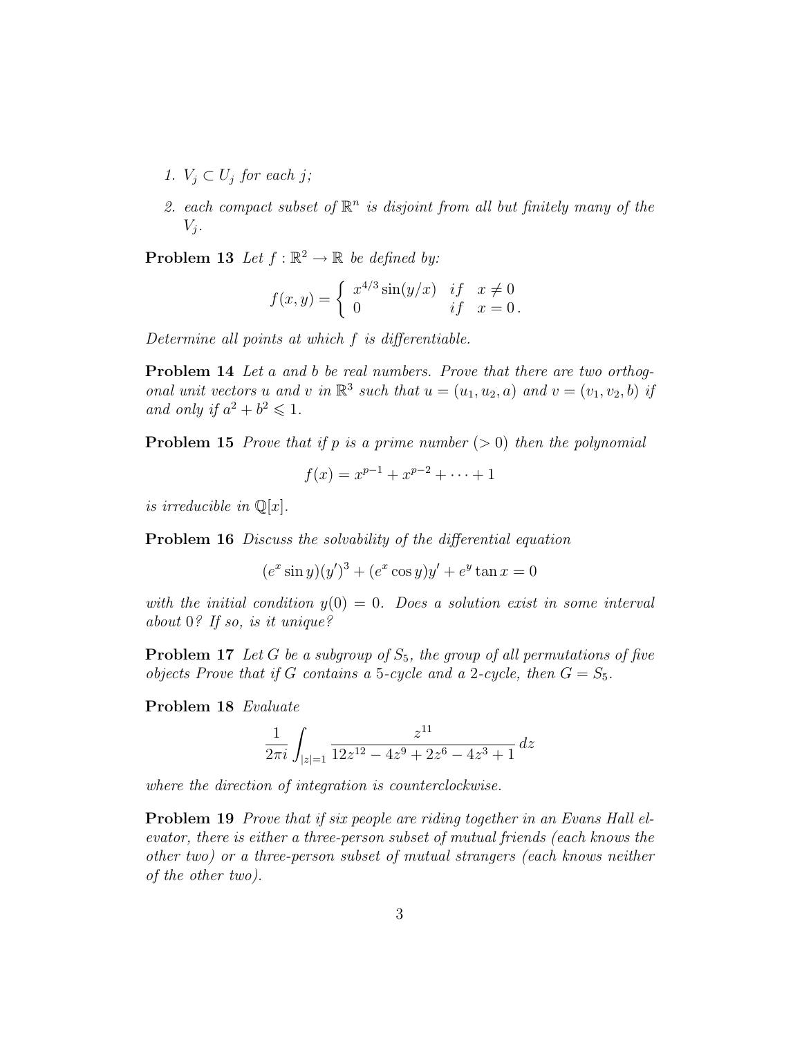1. $V_j \subset U_j$ for each $j$;
2. each compact subset of $\mathbb{R}^n$ is disjoint from all but finitely many of the $V_j$.

**Problem 13** *Let $f : \mathbb{R}^2 \to \mathbb{R}$ be defined by:*

$$f(x,y) = \begin{cases} x^{4/3}\sin(y/x) & if \quad x \neq 0 \\ 0 & if \quad x = 0\,. \end{cases}$$

*Determine all points at which $f$ is differentiable.*

**Problem 14** *Let $a$ and $b$ be real numbers. Prove that there are two orthogonal unit vectors $u$ and $v$ in $\mathbb{R}^3$ such that $u = (u_1, u_2, a)$ and $v = (v_1, v_2, b)$ if and only if $a^2 + b^2 \leqslant 1$.*

**Problem 15** *Prove that if $p$ is a prime number ($> 0$) then the polynomial*

$$f(x) = x^{p-1} + x^{p-2} + \cdots + 1$$

*is irreducible in $\mathbb{Q}[x]$.*

**Problem 16** *Discuss the solvability of the differential equation*

$$(e^x \sin y)(y')^3 + (e^x \cos y)y' + e^y \tan x = 0$$

*with the initial condition $y(0) = 0$. Does a solution exist in some interval about 0? If so, is it unique?*

**Problem 17** *Let $G$ be a subgroup of $S_5$, the group of all permutations of five objects Prove that if $G$ contains a 5-cycle and a 2-cycle, then $G = S_5$.*

**Problem 18** *Evaluate*

$$\frac{1}{2\pi i}\int_{|z|=1} \frac{z^{11}}{12z^{12} - 4z^9 + 2z^6 - 4z^3 + 1}\, dz$$

*where the direction of integration is counterclockwise.*

**Problem 19** *Prove that if six people are riding together in an Evans Hall elevator, there is either a three-person subset of mutual friends (each knows the other two) or a three-person subset of mutual strangers (each knows neither of the other two).*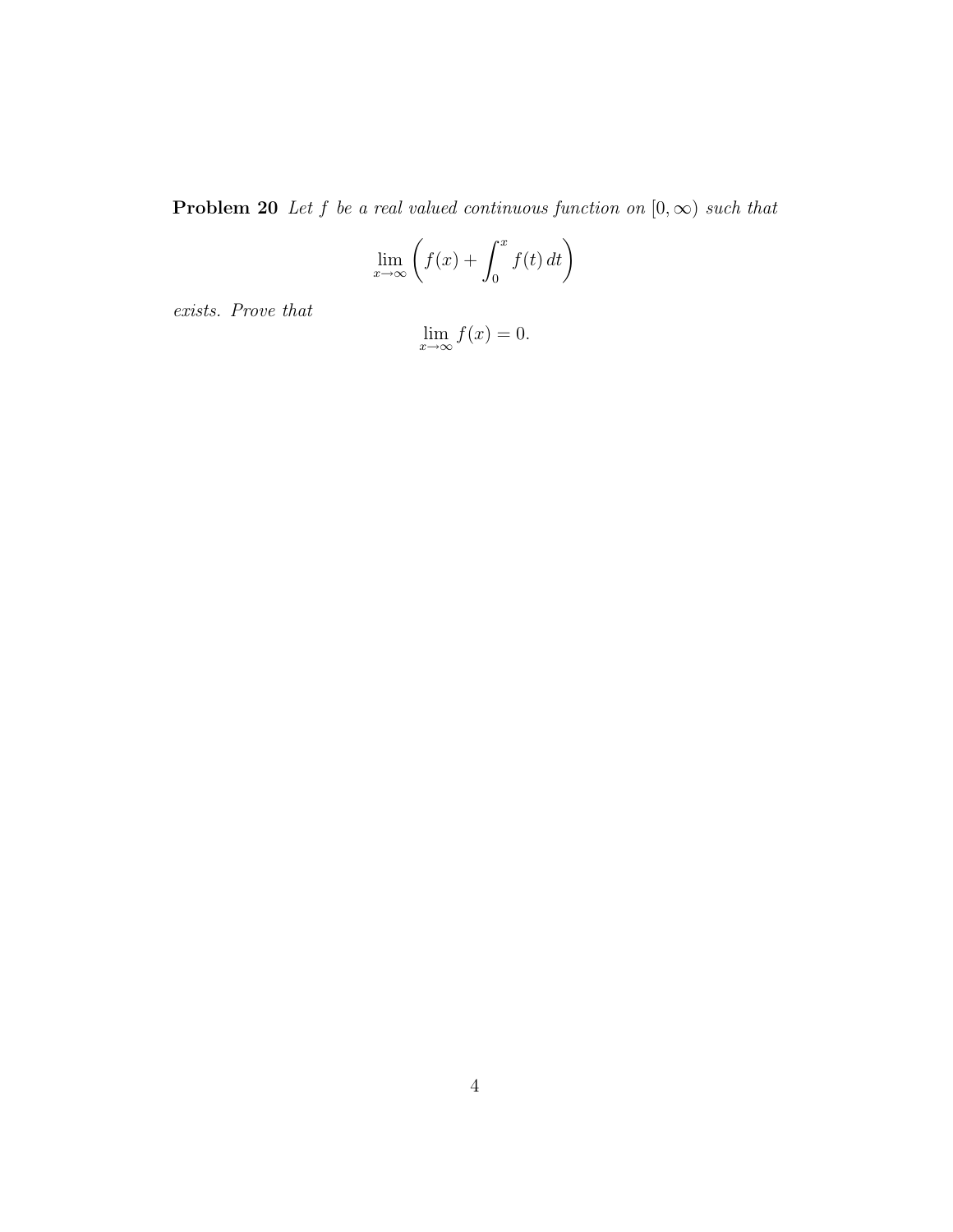**Problem 20** *Let $f$ be a real valued continuous function on $[0, \infty)$ such that*

$$\lim_{x \to \infty} \left( f(x) + \int_0^x f(t)\, dt \right)$$

*exists. Prove that*

$$\lim_{x \to \infty} f(x) = 0.$$